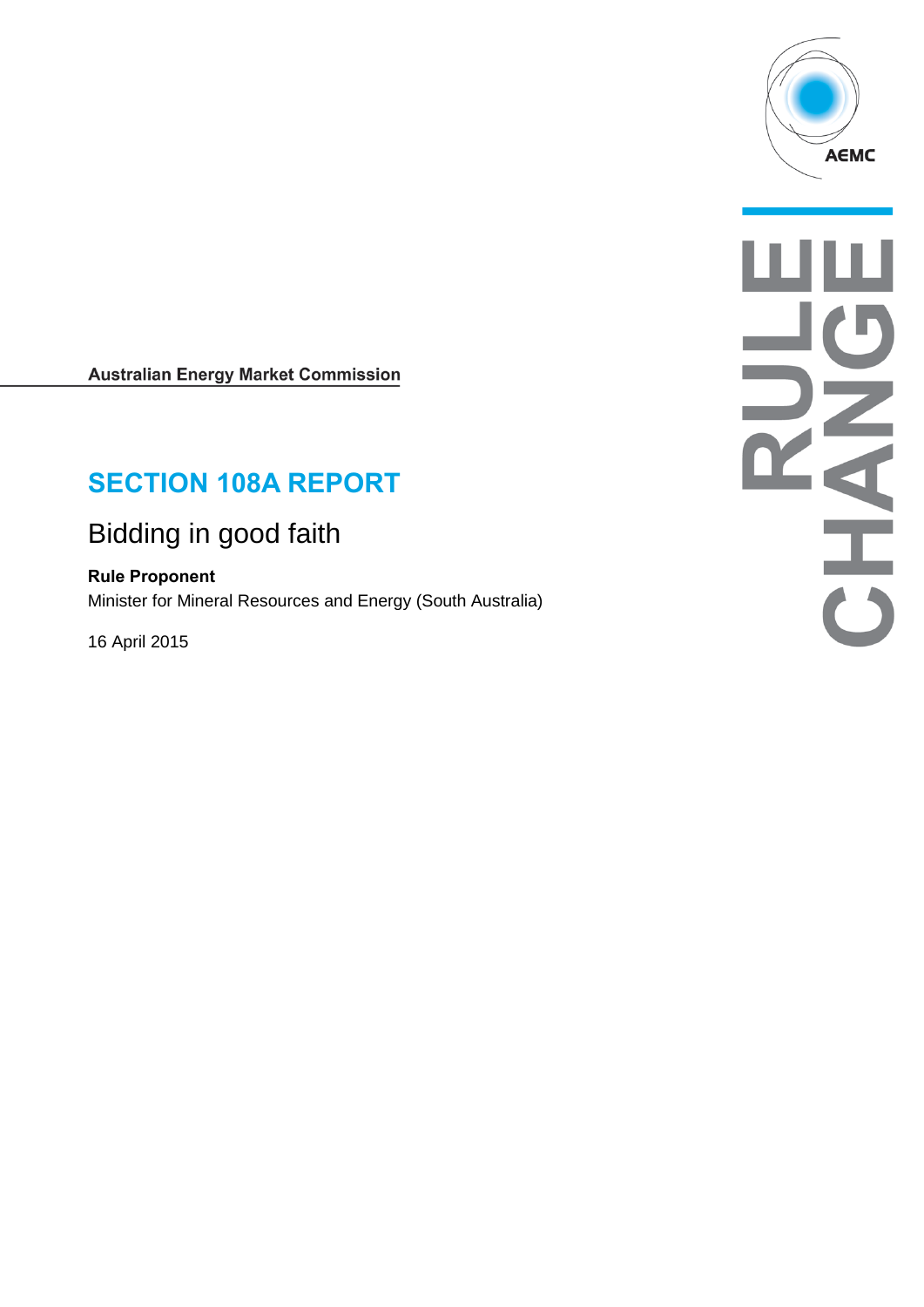Australian Energy Market Commission

# SECTION 108A REPORT

## Bidding in good faith

**Rule Proponent**

Minister for Mineral Resources and Energy (South Australia)

16 April 2015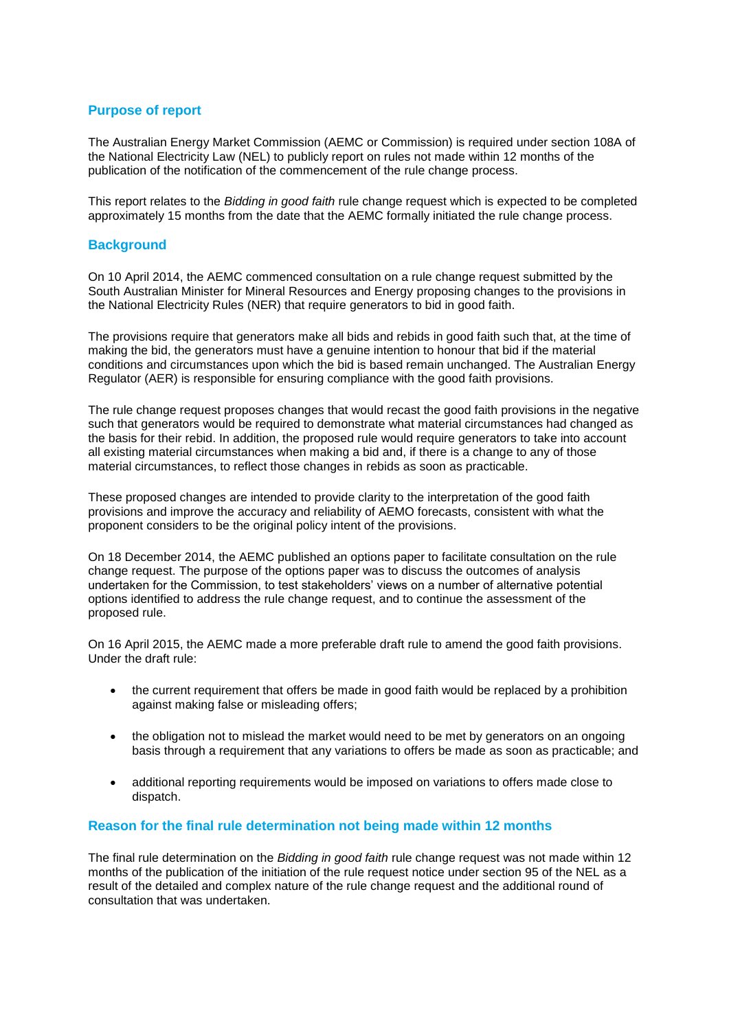## Purpose of report

The Australian Energy Market Commission (AEMC or Commission) is required under section 108A of the National Electricity Law (NEL) to publicly report on rules not made within 12 months of the publication of the notification of the commencement of the rule change process.

This report relates to the *Bidding in good faith* rule change request which is expected to be completed approximately 15 months from the date that the AEMC formally initiated the rule change process.

## Background

On 10 April 2014, the AEMC commenced consultation on a rule change request submitted by the South Australian Minister for Mineral Resources and Energy proposing changes to the provisions in the National Electricity Rules (NER) that require generators to bid in good faith.

The provisions require that generators make all bids and rebids in good faith such that, at the time of making the bid, the generators must have a genuine intention to honour that bid if the material conditions and circumstances upon which the bid is based remain unchanged. The Australian Energy Regulator (AER) is responsible for ensuring compliance with the good faith provisions.

The rule change request proposes changes that would recast the good faith provisions in the negative such that generators would be required to demonstrate what material circumstances had changed as the basis for their rebid. In addition, the proposed rule would require generators to take into account all existing material circumstances when making a bid and, if there is a change to any of those material circumstances, to reflect those changes in rebids as soon as practicable.

These proposed changes are intended to provide clarity to the interpretation of the good faith provisions and improve the accuracy and reliability of AEMO forecasts, consistent with what the proponent considers to be the original policy intent of the provisions.

On 18 December 2014, the AEMC published an options paper to facilitate consultation on the rule change request. The purpose of the options paper was to discuss the outcomes of analysis undertaken for the Commission, to test stakeholders' views on a number of alternative potential options identified to address the rule change request, and to continue the assessment of the proposed rule.

On 16 April 2015, the AEMC made a more preferable draft rule to amend the good faith provisions. Under the draft rule:

- the current requirement that offers be made in good faith would be replaced by a prohibition against making false or misleading offers;
- the obligation not to mislead the market would need to be met by generators on an ongoing basis through a requirement that any variations to offers be made as soon as practicable; and
- additional reporting requirements would be imposed on variations to offers made close to dispatch.

## Reason for the final rule determination not being made within 12 months

The final rule determination on the *Bidding in good faith* rule change request was not made within 12 months of the publication of the initiation of the rule request notice under section 95 of the NEL as a result of the detailed and complex nature of the rule change request and the additional round of consultation that was undertaken.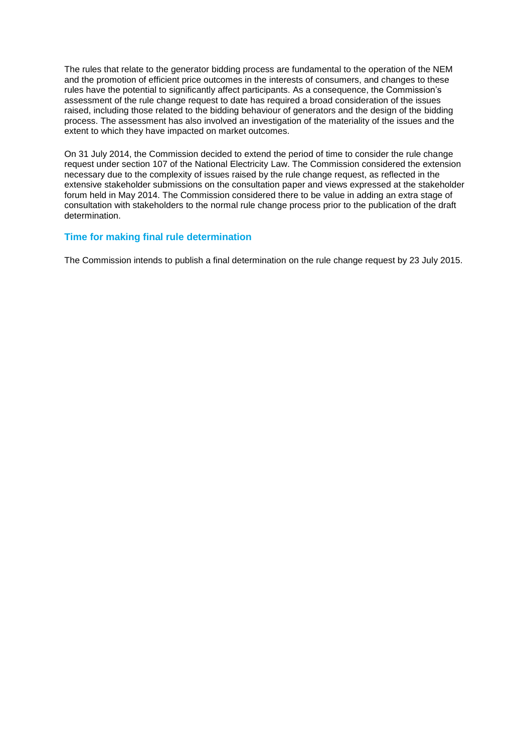The rules that relate to the generator bidding process are fundamental to the operation of the NEM and the promotion of efficient price outcomes in the interests of consumers, and changes to these rules have the potential to significantly affect participants. As a consequence, the Commission's assessment of the rule change request to date has required a broad consideration of the issues raised, including those related to the bidding behaviour of generators and the design of the bidding process. The assessment has also involved an investigation of the materiality of the issues and the extent to which they have impacted on market outcomes.

On 31 July 2014, the Commission decided to extend the period of time to consider the rule change request under section 107 of the National Electricity Law. The Commission considered the extension necessary due to the complexity of issues raised by the rule change request, as reflected in the extensive stakeholder submissions on the consultation paper and views expressed at the stakeholder forum held in May 2014. The Commission considered there to be value in adding an extra stage of consultation with stakeholders to the normal rule change process prior to the publication of the draft determination.

### Time for making final rule determination

The Commission intends to publish a final determination on the rule change request by 23 July 2015.